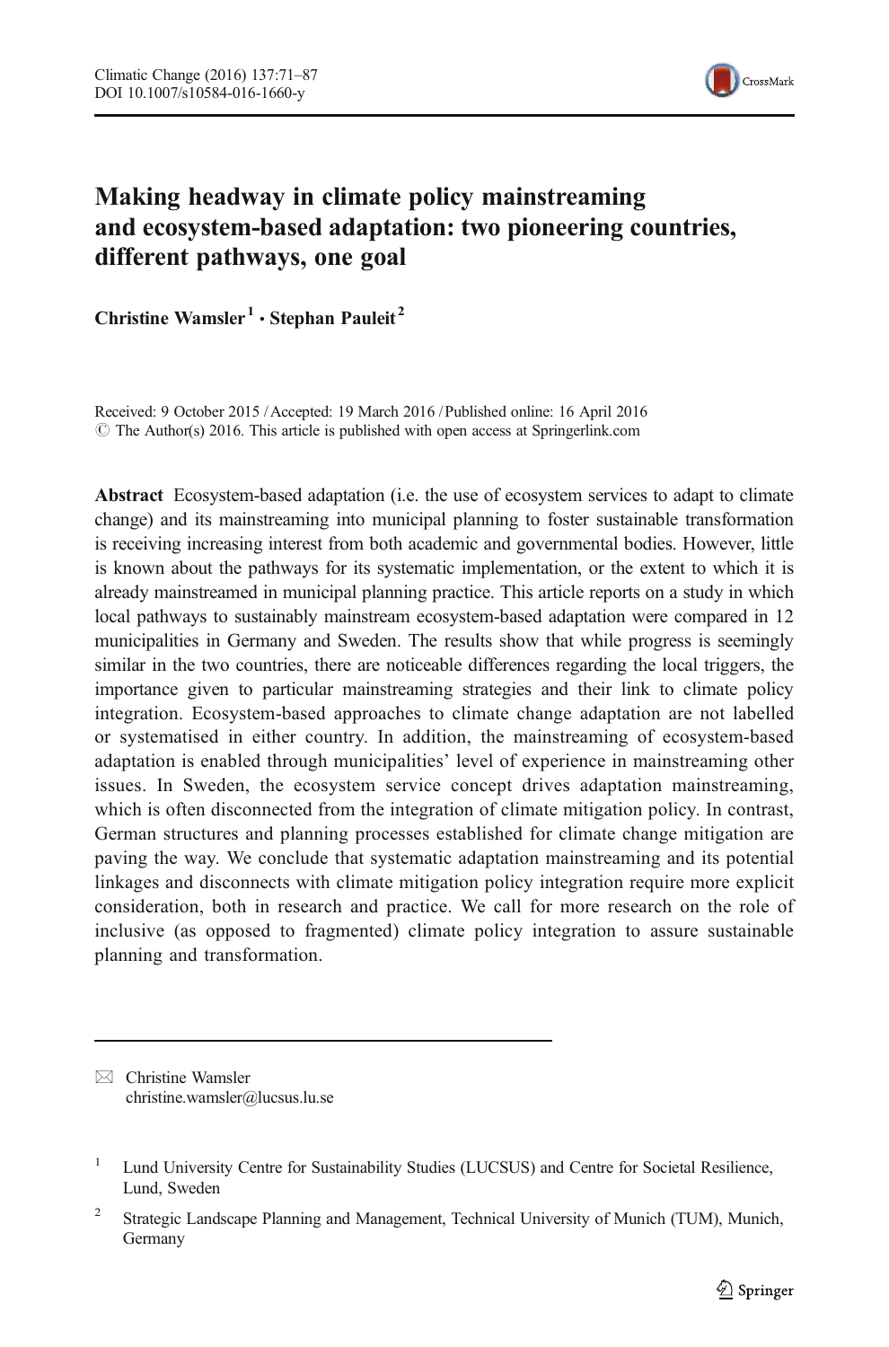# Making headway in climate policy mainstreaming and ecosystem-based adaptation: two pioneering countries, different pathways, one goal

**Christine Wamsler[1] · Stephan Pauleit[2]**

Received: 9 October 2015 / Accepted: 19 March 2016 / Published online: 16 April 2016
© The Author(s) 2016. This article is published with open access at Springerlink.com

**Abstract** Ecosystem-based adaptation (i.e. the use of ecosystem services to adapt to climate change) and its mainstreaming into municipal planning to foster sustainable transformation is receiving increasing interest from both academic and governmental bodies. However, little is known about the pathways for its systematic implementation, or the extent to which it is already mainstreamed in municipal planning practice. This article reports on a study in which local pathways to sustainably mainstream ecosystem-based adaptation were compared in 12 municipalities in Germany and Sweden. The results show that while progress is seemingly similar in the two countries, there are noticeable differences regarding the local triggers, the importance given to particular mainstreaming strategies and their link to climate policy integration. Ecosystem-based approaches to climate change adaptation are not labelled or systematised in either country. In addition, the mainstreaming of ecosystem-based adaptation is enabled through municipalities' level of experience in mainstreaming other issues. In Sweden, the ecosystem service concept drives adaptation mainstreaming, which is often disconnected from the integration of climate mitigation policy. In contrast, German structures and planning processes established for climate change mitigation are paving the way. We conclude that systematic adaptation mainstreaming and its potential linkages and disconnects with climate mitigation policy integration require more explicit consideration, both in research and practice. We call for more research on the role of inclusive (as opposed to fragmented) climate policy integration to assure sustainable planning and transformation.

---

✉ Christine Wamsler
christine.wamsler@lucsus.lu.se

[1] Lund University Centre for Sustainability Studies (LUCSUS) and Centre for Societal Resilience, Lund, Sweden

[2] Strategic Landscape Planning and Management, Technical University of Munich (TUM), Munich, Germany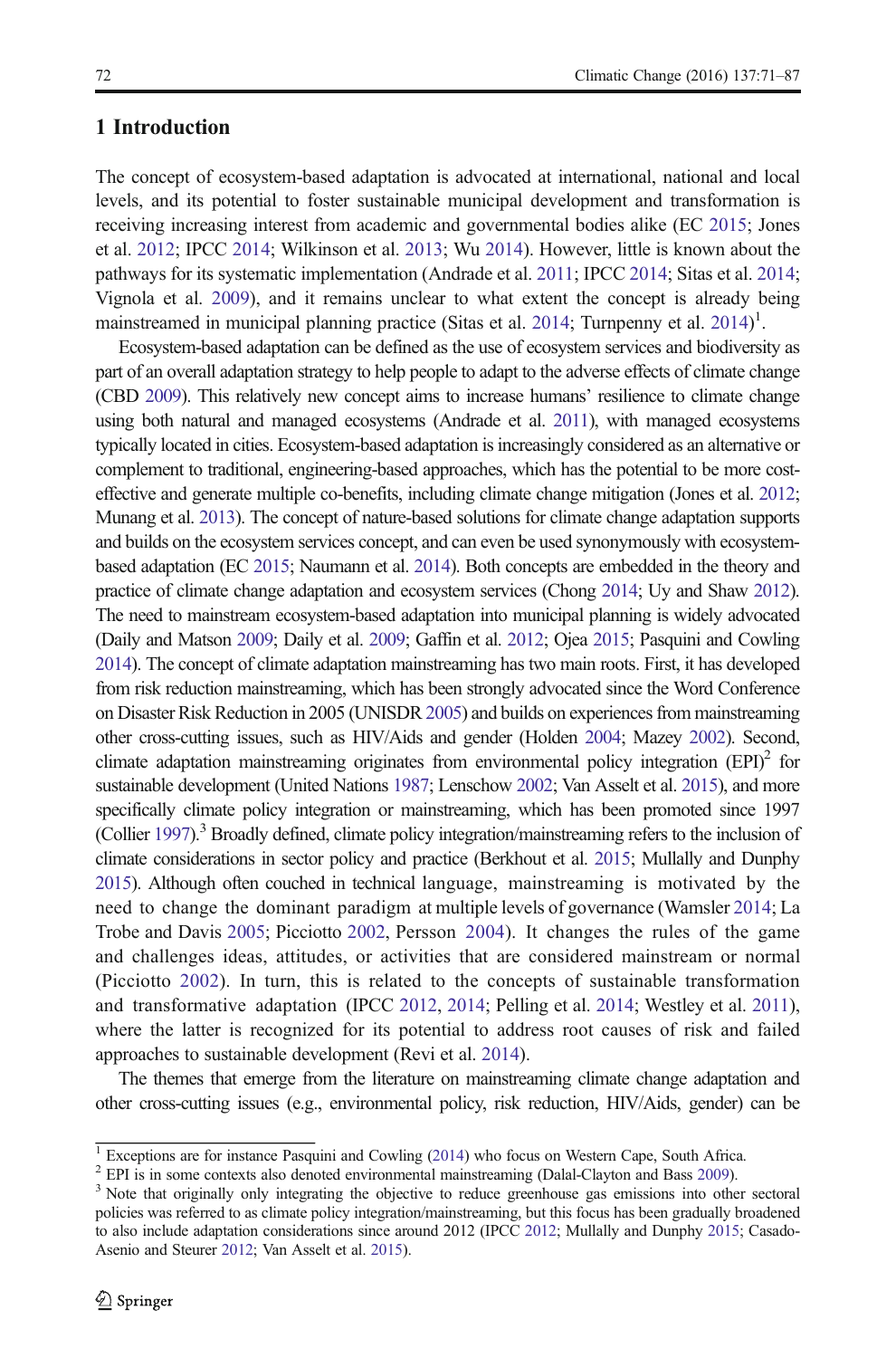## 1 Introduction

The concept of ecosystem-based adaptation is advocated at international, national and local levels, and its potential to foster sustainable municipal development and transformation is receiving increasing interest from academic and governmental bodies alike (EC 2015; Jones et al. 2012; IPCC 2014; Wilkinson et al. 2013; Wu 2014). However, little is known about the pathways for its systematic implementation (Andrade et al. 2011; IPCC 2014; Sitas et al. 2014; Vignola et al. 2009), and it remains unclear to what extent the concept is already being mainstreamed in municipal planning practice (Sitas et al. 2014; Turnpenny et al. 2014)[1].

Ecosystem-based adaptation can be defined as the use of ecosystem services and biodiversity as part of an overall adaptation strategy to help people to adapt to the adverse effects of climate change (CBD 2009). This relatively new concept aims to increase humans' resilience to climate change using both natural and managed ecosystems (Andrade et al. 2011), with managed ecosystems typically located in cities. Ecosystem-based adaptation is increasingly considered as an alternative or complement to traditional, engineering-based approaches, which has the potential to be more cost-effective and generate multiple co-benefits, including climate change mitigation (Jones et al. 2012; Munang et al. 2013). The concept of nature-based solutions for climate change adaptation supports and builds on the ecosystem services concept, and can even be used synonymously with ecosystem-based adaptation (EC 2015; Naumann et al. 2014). Both concepts are embedded in the theory and practice of climate change adaptation and ecosystem services (Chong 2014; Uy and Shaw 2012). The need to mainstream ecosystem-based adaptation into municipal planning is widely advocated (Daily and Matson 2009; Daily et al. 2009; Gaffin et al. 2012; Ojea 2015; Pasquini and Cowling 2014). The concept of climate adaptation mainstreaming has two main roots. First, it has developed from risk reduction mainstreaming, which has been strongly advocated since the Word Conference on Disaster Risk Reduction in 2005 (UNISDR 2005) and builds on experiences from mainstreaming other cross-cutting issues, such as HIV/Aids and gender (Holden 2004; Mazey 2002). Second, climate adaptation mainstreaming originates from environmental policy integration (EPI)[2] for sustainable development (United Nations 1987; Lenschow 2002; Van Asselt et al. 2015), and more specifically climate policy integration or mainstreaming, which has been promoted since 1997 (Collier 1997).[3] Broadly defined, climate policy integration/mainstreaming refers to the inclusion of climate considerations in sector policy and practice (Berkhout et al. 2015; Mullally and Dunphy 2015). Although often couched in technical language, mainstreaming is motivated by the need to change the dominant paradigm at multiple levels of governance (Wamsler 2014; La Trobe and Davis 2005; Picciotto 2002, Persson 2004). It changes the rules of the game and challenges ideas, attitudes, or activities that are considered mainstream or normal (Picciotto 2002). In turn, this is related to the concepts of sustainable transformation and transformative adaptation (IPCC 2012, 2014; Pelling et al. 2014; Westley et al. 2011), where the latter is recognized for its potential to address root causes of risk and failed approaches to sustainable development (Revi et al. 2014).

The themes that emerge from the literature on mainstreaming climate change adaptation and other cross-cutting issues (e.g., environmental policy, risk reduction, HIV/Aids, gender) can be

---

[1] Exceptions are for instance Pasquini and Cowling (2014) who focus on Western Cape, South Africa.

[2] EPI is in some contexts also denoted environmental mainstreaming (Dalal-Clayton and Bass 2009).

[3] Note that originally only integrating the objective to reduce greenhouse gas emissions into other sectoral policies was referred to as climate policy integration/mainstreaming, but this focus has been gradually broadened to also include adaptation considerations since around 2012 (IPCC 2012; Mullally and Dunphy 2015; Casado-Asenio and Steurer 2012; Van Asselt et al. 2015).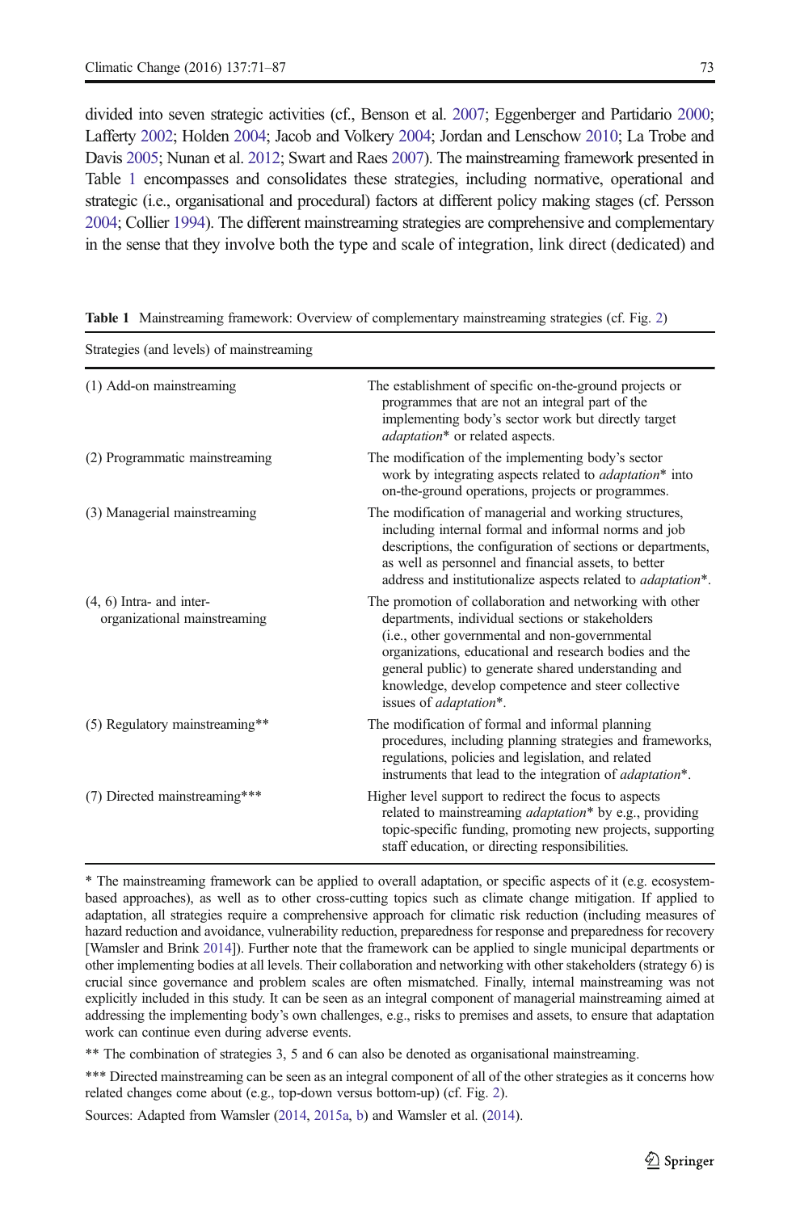divided into seven strategic activities (cf., Benson et al. 2007; Eggenberger and Partidario 2000; Lafferty 2002; Holden 2004; Jacob and Volkery 2004; Jordan and Lenschow 2010; La Trobe and Davis 2005; Nunan et al. 2012; Swart and Raes 2007). The mainstreaming framework presented in Table 1 encompasses and consolidates these strategies, including normative, operational and strategic (i.e., organisational and procedural) factors at different policy making stages (cf. Persson 2004; Collier 1994). The different mainstreaming strategies are comprehensive and complementary in the sense that they involve both the type and scale of integration, link direct (dedicated) and

**Table 1** Mainstreaming framework: Overview of complementary mainstreaming strategies (cf. Fig. 2)

| Strategies (and levels) of mainstreaming | |
|---|---|
| (1) Add-on mainstreaming | The establishment of specific on-the-ground projects or programmes that are not an integral part of the implementing body's sector work but directly target *adaptation** or related aspects. |
| (2) Programmatic mainstreaming | The modification of the implementing body's sector work by integrating aspects related to *adaptation** into on-the-ground operations, projects or programmes. |
| (3) Managerial mainstreaming | The modification of managerial and working structures, including internal formal and informal norms and job descriptions, the configuration of sections or departments, as well as personnel and financial assets, to better address and institutionalize aspects related to *adaptation**. |
| (4, 6) Intra- and inter-organizational mainstreaming | The promotion of collaboration and networking with other departments, individual sections or stakeholders (i.e., other governmental and non-governmental organizations, educational and research bodies and the general public) to generate shared understanding and knowledge, develop competence and steer collective issues of *adaptation**. |
| (5) Regulatory mainstreaming** | The modification of formal and informal planning procedures, including planning strategies and frameworks, regulations, policies and legislation, and related instruments that lead to the integration of *adaptation**. |
| (7) Directed mainstreaming*** | Higher level support to redirect the focus to aspects related to mainstreaming *adaptation** by e.g., providing topic-specific funding, promoting new projects, supporting staff education, or directing responsibilities. |

* The mainstreaming framework can be applied to overall adaptation, or specific aspects of it (e.g. ecosystem-based approaches), as well as to other cross-cutting topics such as climate change mitigation. If applied to adaptation, all strategies require a comprehensive approach for climatic risk reduction (including measures of hazard reduction and avoidance, vulnerability reduction, preparedness for response and preparedness for recovery [Wamsler and Brink 2014]). Further note that the framework can be applied to single municipal departments or other implementing bodies at all levels. Their collaboration and networking with other stakeholders (strategy 6) is crucial since governance and problem scales are often mismatched. Finally, internal mainstreaming was not explicitly included in this study. It can be seen as an integral component of managerial mainstreaming aimed at addressing the implementing body's own challenges, e.g., risks to premises and assets, to ensure that adaptation work can continue even during adverse events.

** The combination of strategies 3, 5 and 6 can also be denoted as organisational mainstreaming.

*** Directed mainstreaming can be seen as an integral component of all of the other strategies as it concerns how related changes come about (e.g., top-down versus bottom-up) (cf. Fig. 2).

Sources: Adapted from Wamsler (2014, 2015a, b) and Wamsler et al. (2014).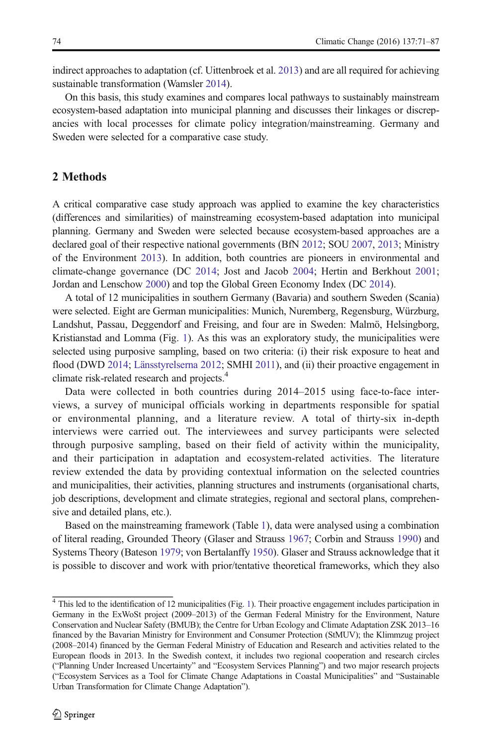indirect approaches to adaptation (cf. Uittenbroek et al. 2013) and are all required for achieving sustainable transformation (Wamsler 2014).

On this basis, this study examines and compares local pathways to sustainably mainstream ecosystem-based adaptation into municipal planning and discusses their linkages or discrepancies with local processes for climate policy integration/mainstreaming. Germany and Sweden were selected for a comparative case study.

## 2 Methods

A critical comparative case study approach was applied to examine the key characteristics (differences and similarities) of mainstreaming ecosystem-based adaptation into municipal planning. Germany and Sweden were selected because ecosystem-based approaches are a declared goal of their respective national governments (BfN 2012; SOU 2007, 2013; Ministry of the Environment 2013). In addition, both countries are pioneers in environmental and climate-change governance (DC 2014; Jost and Jacob 2004; Hertin and Berkhout 2001; Jordan and Lenschow 2000) and top the Global Green Economy Index (DC 2014).

A total of 12 municipalities in southern Germany (Bavaria) and southern Sweden (Scania) were selected. Eight are German municipalities: Munich, Nuremberg, Regensburg, Würzburg, Landshut, Passau, Deggendorf and Freising, and four are in Sweden: Malmö, Helsingborg, Kristianstad and Lomma (Fig. 1). As this was an exploratory study, the municipalities were selected using purposive sampling, based on two criteria: (i) their risk exposure to heat and flood (DWD 2014; Länsstyrelserna 2012; SMHI 2011), and (ii) their proactive engagement in climate risk-related research and projects.[4]

Data were collected in both countries during 2014–2015 using face-to-face interviews, a survey of municipal officials working in departments responsible for spatial or environmental planning, and a literature review. A total of thirty-six in-depth interviews were carried out. The interviewees and survey participants were selected through purposive sampling, based on their field of activity within the municipality, and their participation in adaptation and ecosystem-related activities. The literature review extended the data by providing contextual information on the selected countries and municipalities, their activities, planning structures and instruments (organisational charts, job descriptions, development and climate strategies, regional and sectoral plans, comprehensive and detailed plans, etc.).

Based on the mainstreaming framework (Table 1), data were analysed using a combination of literal reading, Grounded Theory (Glaser and Strauss 1967; Corbin and Strauss 1990) and Systems Theory (Bateson 1979; von Bertalanffy 1950). Glaser and Strauss acknowledge that it is possible to discover and work with prior/tentative theoretical frameworks, which they also

[4] This led to the identification of 12 municipalities (Fig. 1). Their proactive engagement includes participation in Germany in the ExWoSt project (2009–2013) of the German Federal Ministry for the Environment, Nature Conservation and Nuclear Safety (BMUB); the Centre for Urban Ecology and Climate Adaptation ZSK 2013–16 financed by the Bavarian Ministry for Environment and Consumer Protection (StMUV); the Klimmzug project (2008–2014) financed by the German Federal Ministry of Education and Research and activities related to the European floods in 2013. In the Swedish context, it includes two regional cooperation and research circles ("Planning Under Increased Uncertainty" and "Ecosystem Services Planning") and two major research projects ("Ecosystem Services as a Tool for Climate Change Adaptations in Coastal Municipalities" and "Sustainable Urban Transformation for Climate Change Adaptation").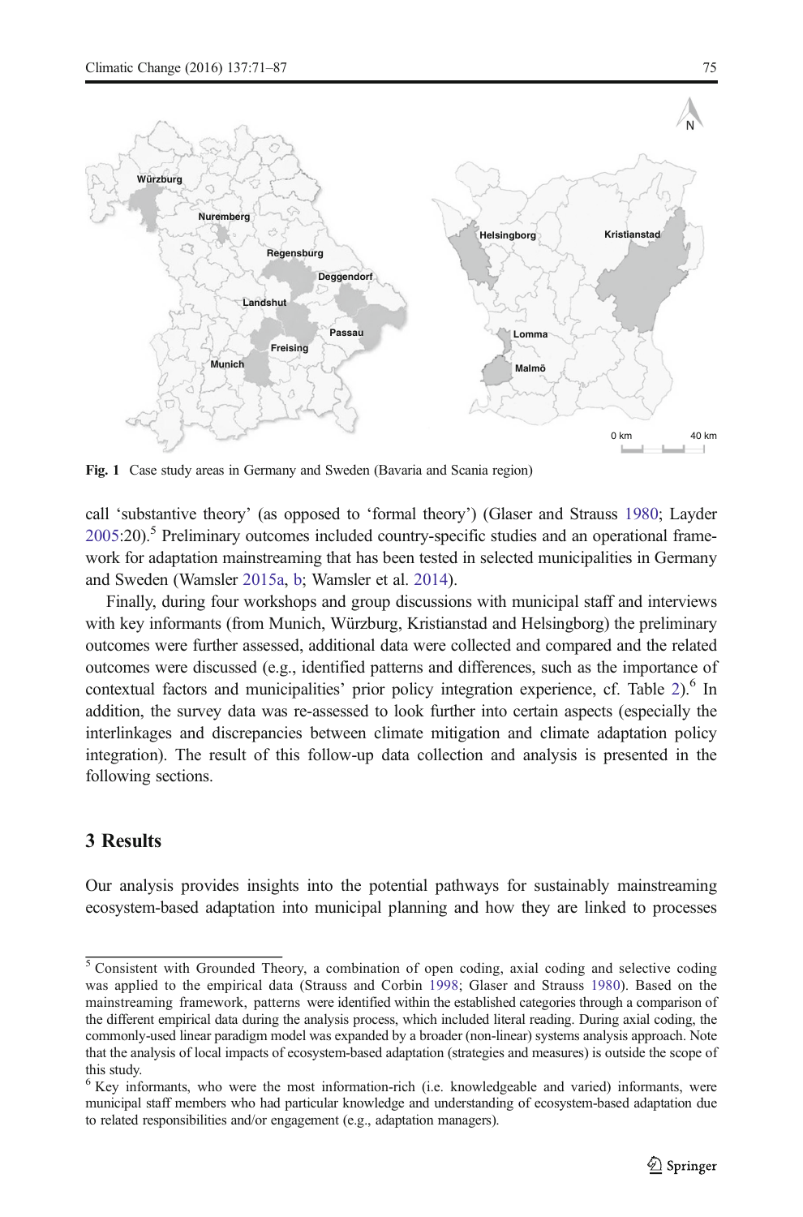Fig. 1 Case study areas in Germany and Sweden (Bavaria and Scania region)

call 'substantive theory' (as opposed to 'formal theory') (Glaser and Strauss 1980; Layder 2005:20).[5] Preliminary outcomes included country-specific studies and an operational framework for adaptation mainstreaming that has been tested in selected municipalities in Germany and Sweden (Wamsler 2015a, b; Wamsler et al. 2014).

Finally, during four workshops and group discussions with municipal staff and interviews with key informants (from Munich, Würzburg, Kristianstad and Helsingborg) the preliminary outcomes were further assessed, additional data were collected and compared and the related outcomes were discussed (e.g., identified patterns and differences, such as the importance of contextual factors and municipalities' prior policy integration experience, cf. Table 2).[6] In addition, the survey data was re-assessed to look further into certain aspects (especially the interlinkages and discrepancies between climate mitigation and climate adaptation policy integration). The result of this follow-up data collection and analysis is presented in the following sections.

## 3 Results

Our analysis provides insights into the potential pathways for sustainably mainstreaming ecosystem-based adaptation into municipal planning and how they are linked to processes

[5] Consistent with Grounded Theory, a combination of open coding, axial coding and selective coding was applied to the empirical data (Strauss and Corbin 1998; Glaser and Strauss 1980). Based on the mainstreaming framework, patterns were identified within the established categories through a comparison of the different empirical data during the analysis process, which included literal reading. During axial coding, the commonly-used linear paradigm model was expanded by a broader (non-linear) systems analysis approach. Note that the analysis of local impacts of ecosystem-based adaptation (strategies and measures) is outside the scope of this study.

[6] Key informants, who were the most information-rich (i.e. knowledgeable and varied) informants, were municipal staff members who had particular knowledge and understanding of ecosystem-based adaptation due to related responsibilities and/or engagement (e.g., adaptation managers).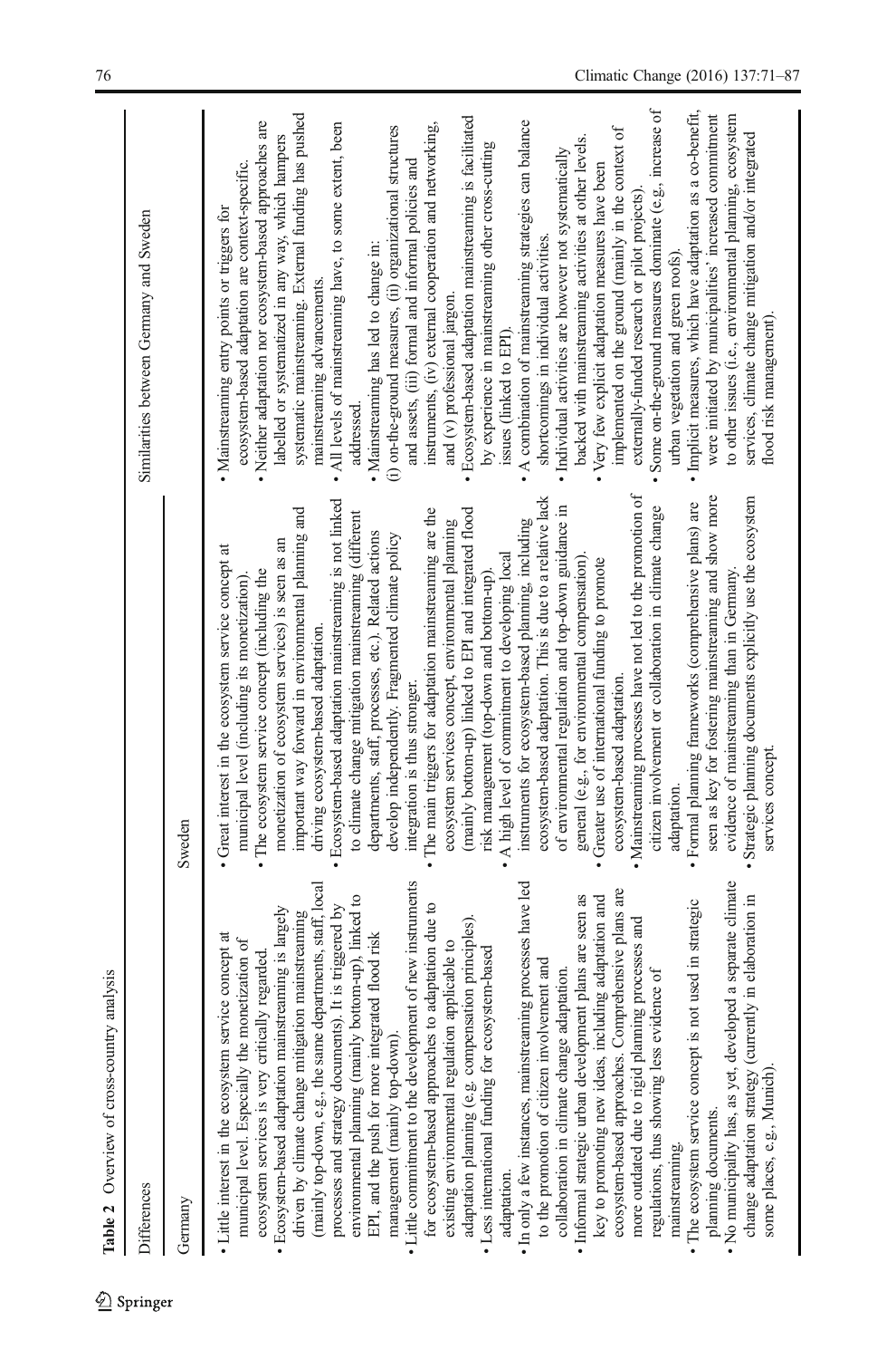**Table 2** Overview of cross-country analysis

| Differences | | Similarities between Germany and Sweden |
|---|---|---|
| Germany | Sweden | |
| • Little interest in the ecosystem service concept at municipal level. Especially the monetization of ecosystem services is very critically regarded.<br>• Ecosystem-based adaptation mainstreaming is largely driven by climate change mitigation mainstreaming (mainly top-down, e.g., the same departments, staff, local processes and strategy documents). It is triggered by environmental planning (mainly bottom-up), linked to EPI, and the push for more integrated flood risk management (mainly top-down).<br>• Little commitment to the development of new instruments for ecosystem-based approaches to adaptation due to existing environmental regulation applicable to adaptation planning (e.g. compensation principles).<br>• Less international funding for ecosystem-based adaptation.<br>• In only a few instances, mainstreaming processes have led to the promotion of citizen involvement and collaboration in climate change adaptation.<br>• Informal strategic urban development plans are seen as key to promoting new ideas, including adaptation and ecosystem-based approaches. Comprehensive plans are more outdated due to rigid planning processes and regulations, thus showing less evidence of mainstreaming.<br>• The ecosystem service concept is not used in strategic planning documents.<br>• No municipality has, as yet, developed a separate climate change adaptation strategy (currently in elaboration in some places, e.g., Munich). | • Great interest in the ecosystem service concept at municipal level (including its monetization).<br>• The ecosystem service concept (including the monetization of ecosystem services) is seen as an important way forward in environmental planning and driving ecosystem-based adaptation.<br>• Ecosystem-based adaptation mainstreaming is not linked to climate change mitigation mainstreaming (different departments, staff, processes, etc.). Related actions develop independently. Fragmented climate policy integration is thus stronger.<br>• The main triggers for adaptation mainstreaming are the ecosystem services concept, environmental planning (mainly bottom-up) linked to EPI and integrated flood risk management (top-down and bottom-up).<br>• A high level of commitment to developing local instruments for ecosystem-based planning, including ecosystem-based adaptation. This is due to a relative lack of environmental regulation and top-down guidance in general (e.g., for environmental compensation).<br>• Greater use of international funding to promote ecosystem-based adaptation.<br>• Mainstreaming processes have not led to the promotion of citizen involvement or collaboration in climate change adaptation.<br>• Formal planning frameworks (comprehensive plans) are seen as key for fostering mainstreaming and show more evidence of mainstreaming than in Germany.<br>• Strategic planning documents explicitly use the ecosystem services concept. | • Mainstreaming entry points or triggers for ecosystem-based adaptation are context-specific.<br>• Neither adaptation nor ecosystem-based approaches are labelled or systematized in any way, which hampers systematic mainstreaming. External funding has pushed mainstreaming advancements.<br>• All levels of mainstreaming have, to some extent, been addressed.<br>• Mainstreaming has led to change in:<br>(i) on-the-ground measures, (ii) organizational structures and assets, (iii) formal and informal policies and instruments, (iv) external cooperation and networking, and (v) professional jargon.<br>• Ecosystem-based adaptation mainstreaming is facilitated by experience in mainstreaming other cross-cutting issues (linked to EPI).<br>• A combination of mainstreaming strategies can balance shortcomings in individual activities.<br>• Individual activities are however not systematically backed with mainstreaming activities at other levels.<br>• Very few explicit adaptation measures have been implemented on the ground (mainly in the context of externally-funded research or pilot projects).<br>• Some on-the-ground measures dominate (e.g., increase of urban vegetation and green roofs).<br>• Implicit measures, which have adaptation as a co-benefit, were initiated by municipalities' increased commitment to other issues (i.e., environmental planning, ecosystem services, climate change mitigation and/or integrated flood risk management). |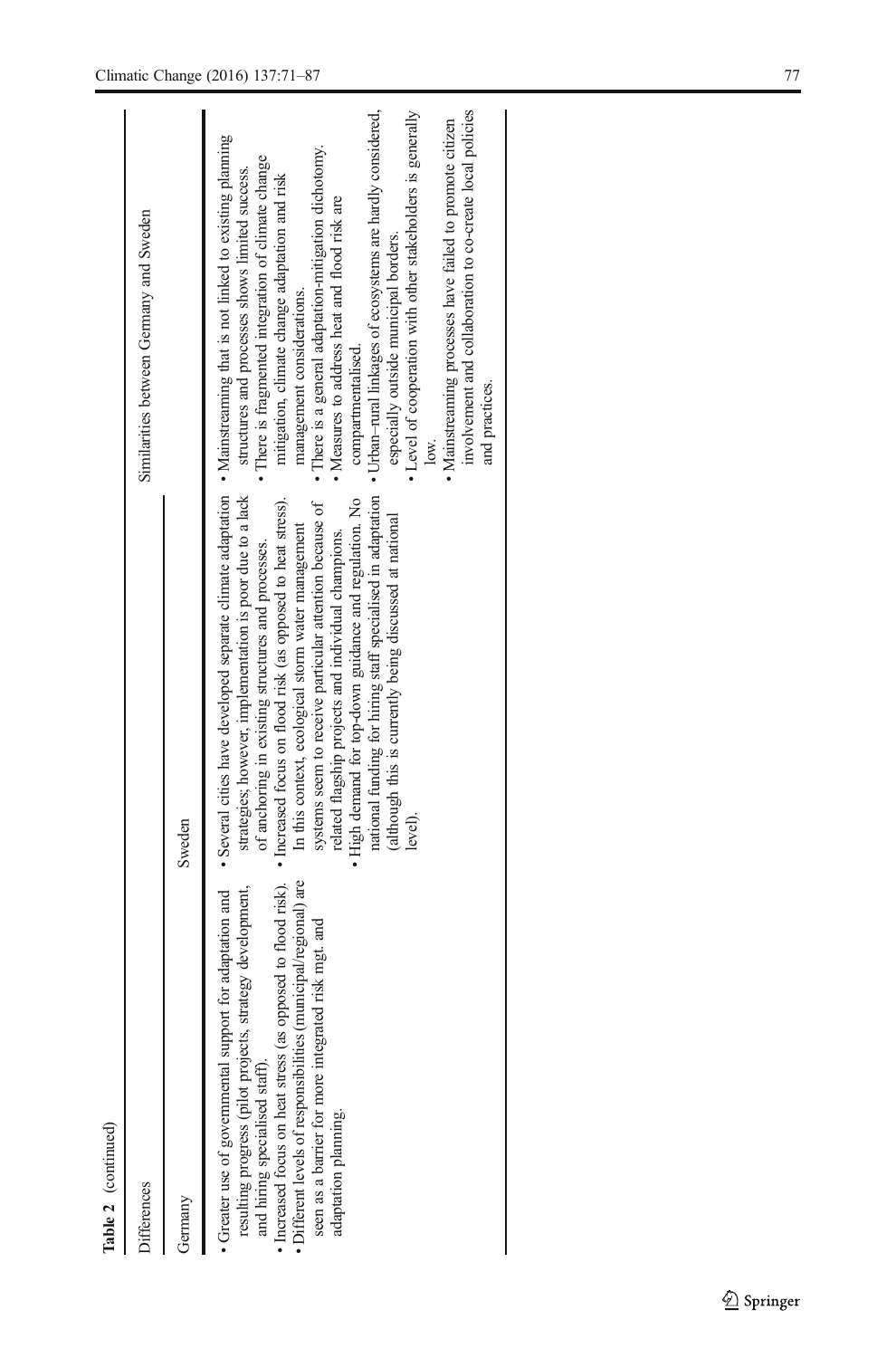**Table 2** (continued)

| Differences | | Similarities between Germany and Sweden |
|---|---|---|
| Germany | Sweden | |
| • Greater use of governmental support for adaptation and resulting progress (pilot projects, strategy development, and hiring specialised staff).<br>• Increased focus on heat stress (as opposed to flood risk).<br>• Different levels of responsibilities (municipal/regional) are seen as a barrier for more integrated risk mgt. and adaptation planning. | • Several cities have developed separate climate adaptation strategies; however, implementation is poor due to a lack of anchoring in existing structures and processes.<br>• Increased focus on flood risk (as opposed to heat stress). In this context, ecological storm water management systems seem to receive particular attention because of related flagship projects and individual champions.<br>• High demand for top-down guidance and regulation. No national funding for hiring staff specialised in adaptation (although this is currently being discussed at national level). | • Mainstreaming that is not linked to existing planning structures and processes shows limited success.<br>• There is fragmented integration of climate change mitigation, climate change adaptation and risk management considerations.<br>• There is a general adaptation-mitigation dichotomy.<br>• Measures to address heat and flood risk are compartmentalised.<br>• Urban–rural linkages of ecosystems are hardly considered, especially outside municipal borders.<br>• Level of cooperation with other stakeholders is generally low.<br>• Mainstreaming processes have failed to promote citizen involvement and collaboration to co-create local policies and practices. |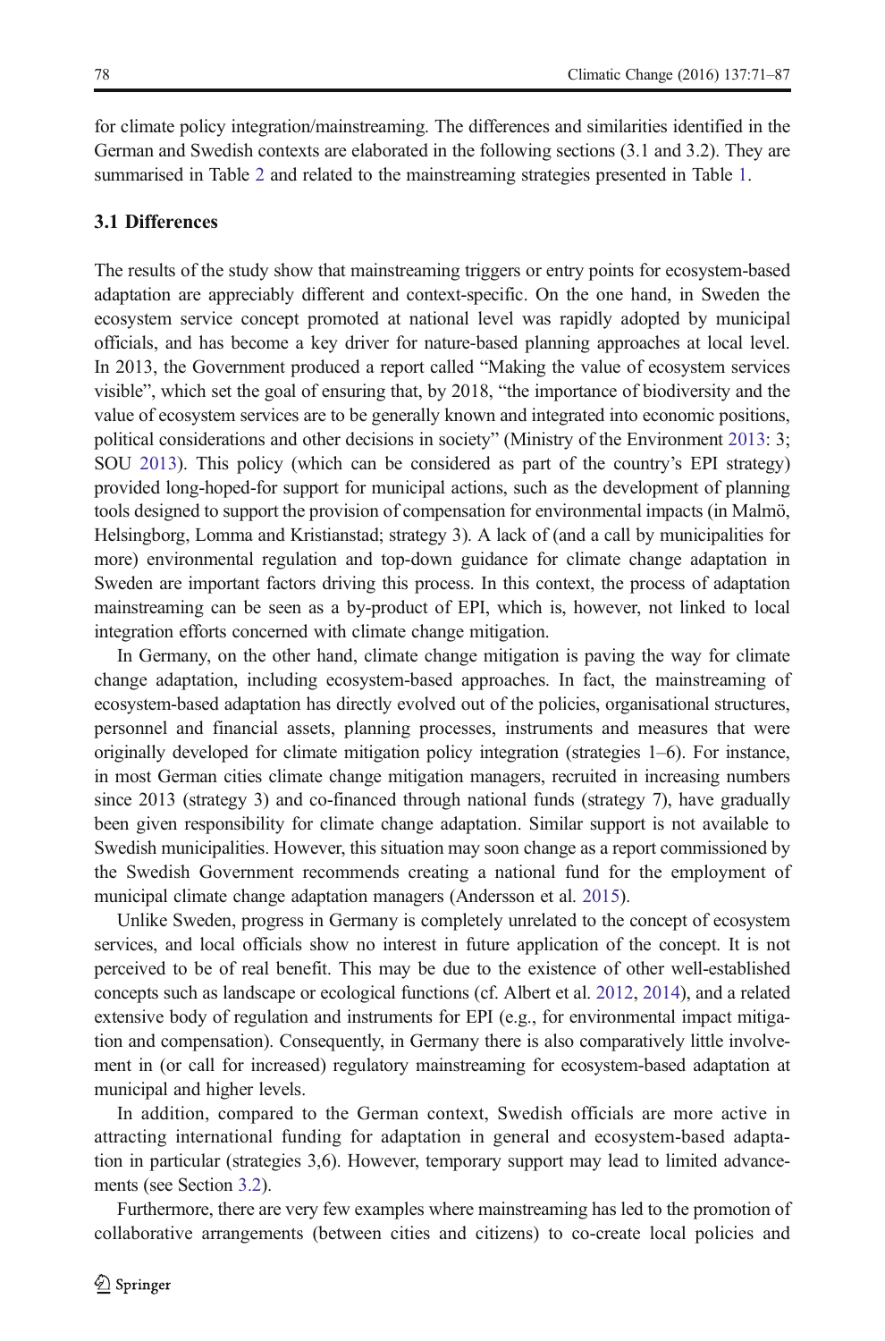for climate policy integration/mainstreaming. The differences and similarities identified in the German and Swedish contexts are elaborated in the following sections (3.1 and 3.2). They are summarised in Table 2 and related to the mainstreaming strategies presented in Table 1.

### 3.1 Differences

The results of the study show that mainstreaming triggers or entry points for ecosystem-based adaptation are appreciably different and context-specific. On the one hand, in Sweden the ecosystem service concept promoted at national level was rapidly adopted by municipal officials, and has become a key driver for nature-based planning approaches at local level. In 2013, the Government produced a report called "Making the value of ecosystem services visible", which set the goal of ensuring that, by 2018, "the importance of biodiversity and the value of ecosystem services are to be generally known and integrated into economic positions, political considerations and other decisions in society" (Ministry of the Environment 2013: 3; SOU 2013). This policy (which can be considered as part of the country's EPI strategy) provided long-hoped-for support for municipal actions, such as the development of planning tools designed to support the provision of compensation for environmental impacts (in Malmö, Helsingborg, Lomma and Kristianstad; strategy 3). A lack of (and a call by municipalities for more) environmental regulation and top-down guidance for climate change adaptation in Sweden are important factors driving this process. In this context, the process of adaptation mainstreaming can be seen as a by-product of EPI, which is, however, not linked to local integration efforts concerned with climate change mitigation.

In Germany, on the other hand, climate change mitigation is paving the way for climate change adaptation, including ecosystem-based approaches. In fact, the mainstreaming of ecosystem-based adaptation has directly evolved out of the policies, organisational structures, personnel and financial assets, planning processes, instruments and measures that were originally developed for climate mitigation policy integration (strategies 1–6). For instance, in most German cities climate change mitigation managers, recruited in increasing numbers since 2013 (strategy 3) and co-financed through national funds (strategy 7), have gradually been given responsibility for climate change adaptation. Similar support is not available to Swedish municipalities. However, this situation may soon change as a report commissioned by the Swedish Government recommends creating a national fund for the employment of municipal climate change adaptation managers (Andersson et al. 2015).

Unlike Sweden, progress in Germany is completely unrelated to the concept of ecosystem services, and local officials show no interest in future application of the concept. It is not perceived to be of real benefit. This may be due to the existence of other well-established concepts such as landscape or ecological functions (cf. Albert et al. 2012, 2014), and a related extensive body of regulation and instruments for EPI (e.g., for environmental impact mitigation and compensation). Consequently, in Germany there is also comparatively little involvement in (or call for increased) regulatory mainstreaming for ecosystem-based adaptation at municipal and higher levels.

In addition, compared to the German context, Swedish officials are more active in attracting international funding for adaptation in general and ecosystem-based adaptation in particular (strategies 3,6). However, temporary support may lead to limited advancements (see Section 3.2).

Furthermore, there are very few examples where mainstreaming has led to the promotion of collaborative arrangements (between cities and citizens) to co-create local policies and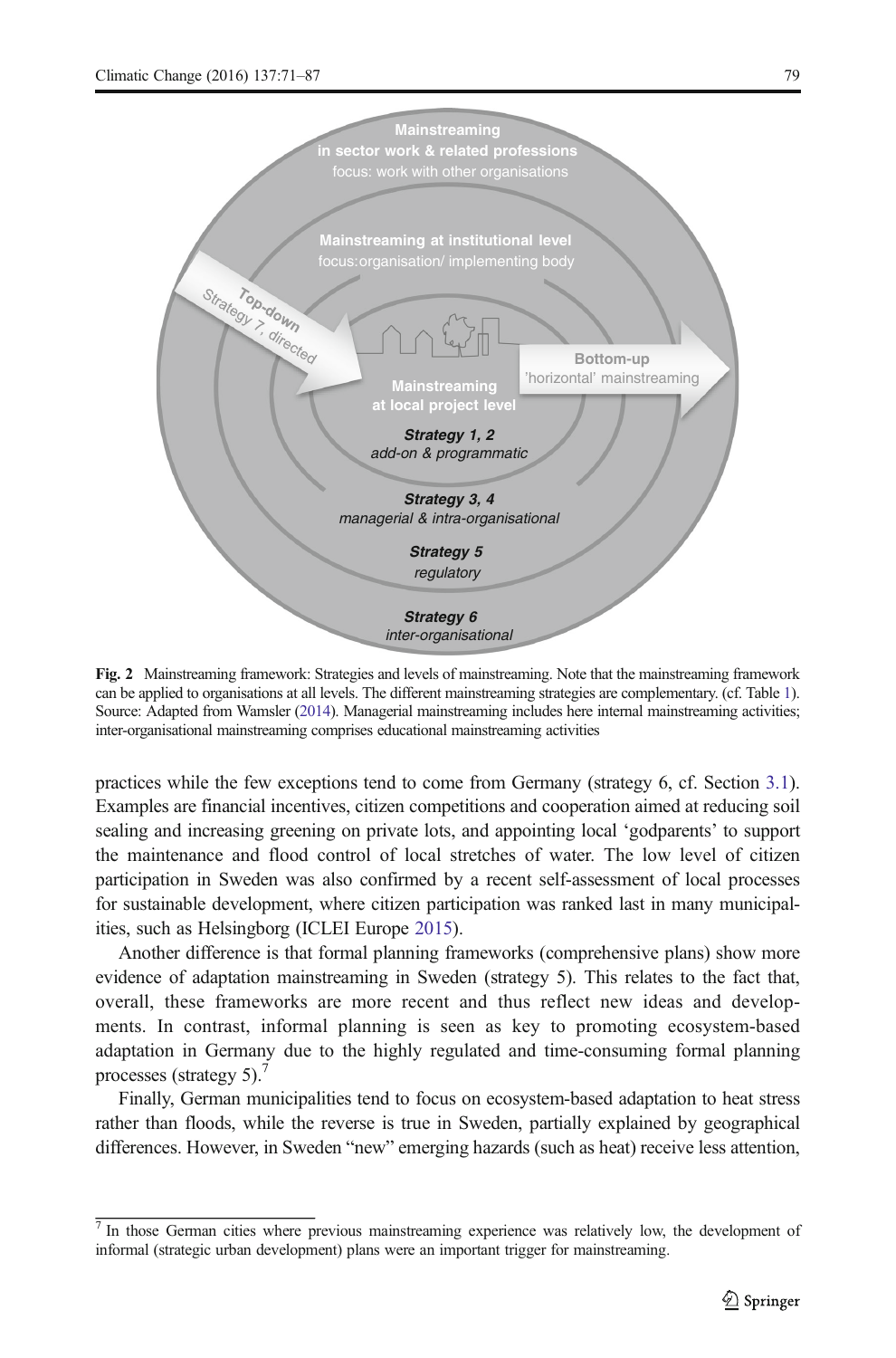Mainstreaming in sector work & related professions
focus: work with other organisations

Mainstreaming at institutional level
focus: organisation/ implementing body

Top-down
Strategy 7, directed

Bottom-up
'horizontal' mainstreaming

Mainstreaming at local project level

*Strategy 1, 2*
*add-on & programmatic*

*Strategy 3, 4*
*managerial & intra-organisational*

*Strategy 5*
*regulatory*

*Strategy 6*
*inter-organisational*

**Fig. 2** Mainstreaming framework: Strategies and levels of mainstreaming. Note that the mainstreaming framework can be applied to organisations at all levels. The different mainstreaming strategies are complementary. (cf. Table 1). Source: Adapted from Wamsler (2014). Managerial mainstreaming includes here internal mainstreaming activities; inter-organisational mainstreaming comprises educational mainstreaming activities

practices while the few exceptions tend to come from Germany (strategy 6, cf. Section 3.1). Examples are financial incentives, citizen competitions and cooperation aimed at reducing soil sealing and increasing greening on private lots, and appointing local 'godparents' to support the maintenance and flood control of local stretches of water. The low level of citizen participation in Sweden was also confirmed by a recent self-assessment of local processes for sustainable development, where citizen participation was ranked last in many municipalities, such as Helsingborg (ICLEI Europe 2015).

Another difference is that formal planning frameworks (comprehensive plans) show more evidence of adaptation mainstreaming in Sweden (strategy 5). This relates to the fact that, overall, these frameworks are more recent and thus reflect new ideas and developments. In contrast, informal planning is seen as key to promoting ecosystem-based adaptation in Germany due to the highly regulated and time-consuming formal planning processes (strategy 5).[7]

Finally, German municipalities tend to focus on ecosystem-based adaptation to heat stress rather than floods, while the reverse is true in Sweden, partially explained by geographical differences. However, in Sweden "new" emerging hazards (such as heat) receive less attention,

[7] In those German cities where previous mainstreaming experience was relatively low, the development of informal (strategic urban development) plans were an important trigger for mainstreaming.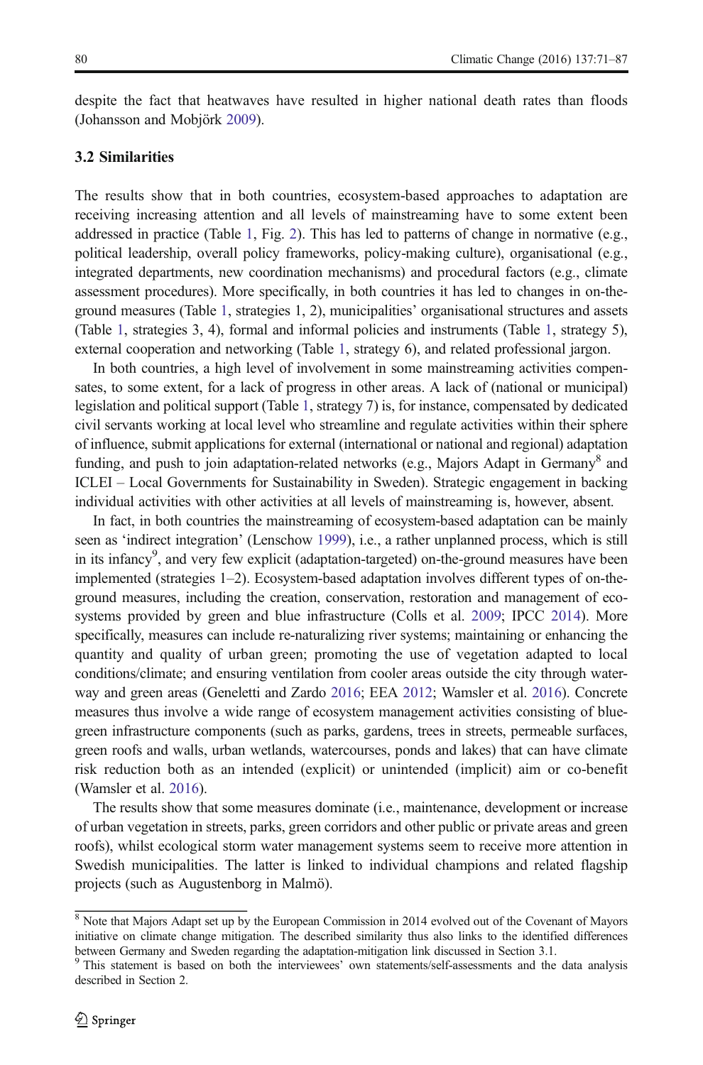despite the fact that heatwaves have resulted in higher national death rates than floods (Johansson and Mobjörk 2009).

### 3.2 Similarities

The results show that in both countries, ecosystem-based approaches to adaptation are receiving increasing attention and all levels of mainstreaming have to some extent been addressed in practice (Table 1, Fig. 2). This has led to patterns of change in normative (e.g., political leadership, overall policy frameworks, policy-making culture), organisational (e.g., integrated departments, new coordination mechanisms) and procedural factors (e.g., climate assessment procedures). More specifically, in both countries it has led to changes in on-the-ground measures (Table 1, strategies 1, 2), municipalities' organisational structures and assets (Table 1, strategies 3, 4), formal and informal policies and instruments (Table 1, strategy 5), external cooperation and networking (Table 1, strategy 6), and related professional jargon.

In both countries, a high level of involvement in some mainstreaming activities compensates, to some extent, for a lack of progress in other areas. A lack of (national or municipal) legislation and political support (Table 1, strategy 7) is, for instance, compensated by dedicated civil servants working at local level who streamline and regulate activities within their sphere of influence, submit applications for external (international or national and regional) adaptation funding, and push to join adaptation-related networks (e.g., Majors Adapt in Germany[8] and ICLEI – Local Governments for Sustainability in Sweden). Strategic engagement in backing individual activities with other activities at all levels of mainstreaming is, however, absent.

In fact, in both countries the mainstreaming of ecosystem-based adaptation can be mainly seen as 'indirect integration' (Lenschow 1999), i.e., a rather unplanned process, which is still in its infancy[9], and very few explicit (adaptation-targeted) on-the-ground measures have been implemented (strategies 1–2). Ecosystem-based adaptation involves different types of on-the-ground measures, including the creation, conservation, restoration and management of ecosystems provided by green and blue infrastructure (Colls et al. 2009; IPCC 2014). More specifically, measures can include re-naturalizing river systems; maintaining or enhancing the quantity and quality of urban green; promoting the use of vegetation adapted to local conditions/climate; and ensuring ventilation from cooler areas outside the city through waterway and green areas (Geneletti and Zardo 2016; EEA 2012; Wamsler et al. 2016). Concrete measures thus involve a wide range of ecosystem management activities consisting of blue-green infrastructure components (such as parks, gardens, trees in streets, permeable surfaces, green roofs and walls, urban wetlands, watercourses, ponds and lakes) that can have climate risk reduction both as an intended (explicit) or unintended (implicit) aim or co-benefit (Wamsler et al. 2016).

The results show that some measures dominate (i.e., maintenance, development or increase of urban vegetation in streets, parks, green corridors and other public or private areas and green roofs), whilst ecological storm water management systems seem to receive more attention in Swedish municipalities. The latter is linked to individual champions and related flagship projects (such as Augustenborg in Malmö).

---

[8] Note that Majors Adapt set up by the European Commission in 2014 evolved out of the Covenant of Mayors initiative on climate change mitigation. The described similarity thus also links to the identified differences between Germany and Sweden regarding the adaptation-mitigation link discussed in Section 3.1.

[9] This statement is based on both the interviewees' own statements/self-assessments and the data analysis described in Section 2.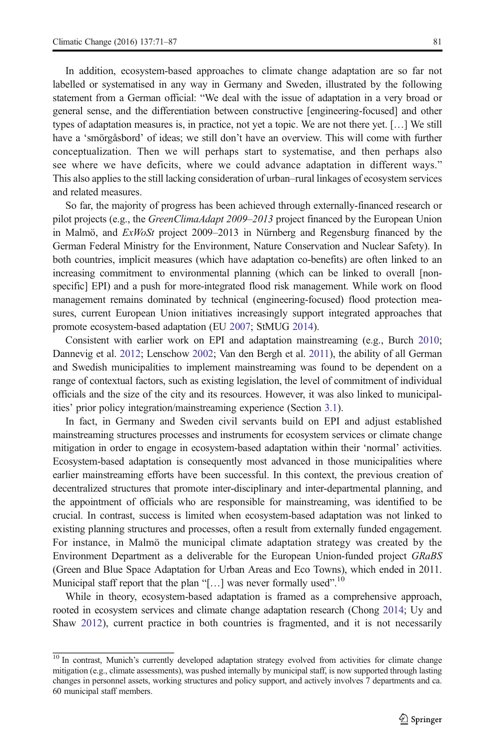In addition, ecosystem-based approaches to climate change adaptation are so far not labelled or systematised in any way in Germany and Sweden, illustrated by the following statement from a German official: "We deal with the issue of adaptation in a very broad or general sense, and the differentiation between constructive [engineering-focused] and other types of adaptation measures is, in practice, not yet a topic. We are not there yet. […] We still have a 'smörgåsbord' of ideas; we still don't have an overview. This will come with further conceptualization. Then we will perhaps start to systematise, and then perhaps also see where we have deficits, where we could advance adaptation in different ways." This also applies to the still lacking consideration of urban–rural linkages of ecosystem services and related measures.

So far, the majority of progress has been achieved through externally-financed research or pilot projects (e.g., the *GreenClimaAdapt 2009–2013* project financed by the European Union in Malmö, and *ExWoSt* project 2009–2013 in Nürnberg and Regensburg financed by the German Federal Ministry for the Environment, Nature Conservation and Nuclear Safety). In both countries, implicit measures (which have adaptation co-benefits) are often linked to an increasing commitment to environmental planning (which can be linked to overall [non-specific] EPI) and a push for more-integrated flood risk management. While work on flood management remains dominated by technical (engineering-focused) flood protection measures, current European Union initiatives increasingly support integrated approaches that promote ecosystem-based adaptation (EU 2007; StMUG 2014).

Consistent with earlier work on EPI and adaptation mainstreaming (e.g., Burch 2010; Dannevig et al. 2012; Lenschow 2002; Van den Bergh et al. 2011), the ability of all German and Swedish municipalities to implement mainstreaming was found to be dependent on a range of contextual factors, such as existing legislation, the level of commitment of individual officials and the size of the city and its resources. However, it was also linked to municipalities' prior policy integration/mainstreaming experience (Section 3.1).

In fact, in Germany and Sweden civil servants build on EPI and adjust established mainstreaming structures processes and instruments for ecosystem services or climate change mitigation in order to engage in ecosystem-based adaptation within their 'normal' activities. Ecosystem-based adaptation is consequently most advanced in those municipalities where earlier mainstreaming efforts have been successful. In this context, the previous creation of decentralized structures that promote inter-disciplinary and inter-departmental planning, and the appointment of officials who are responsible for mainstreaming, was identified to be crucial. In contrast, success is limited when ecosystem-based adaptation was not linked to existing planning structures and processes, often a result from externally funded engagement. For instance, in Malmö the municipal climate adaptation strategy was created by the Environment Department as a deliverable for the European Union-funded project *GRaBS* (Green and Blue Space Adaptation for Urban Areas and Eco Towns), which ended in 2011. Municipal staff report that the plan "[…] was never formally used".[10]

While in theory, ecosystem-based adaptation is framed as a comprehensive approach, rooted in ecosystem services and climate change adaptation research (Chong 2014; Uy and Shaw 2012), current practice in both countries is fragmented, and it is not necessarily

[10] In contrast, Munich's currently developed adaptation strategy evolved from activities for climate change mitigation (e.g., climate assessments), was pushed internally by municipal staff, is now supported through lasting changes in personnel assets, working structures and policy support, and actively involves 7 departments and ca. 60 municipal staff members.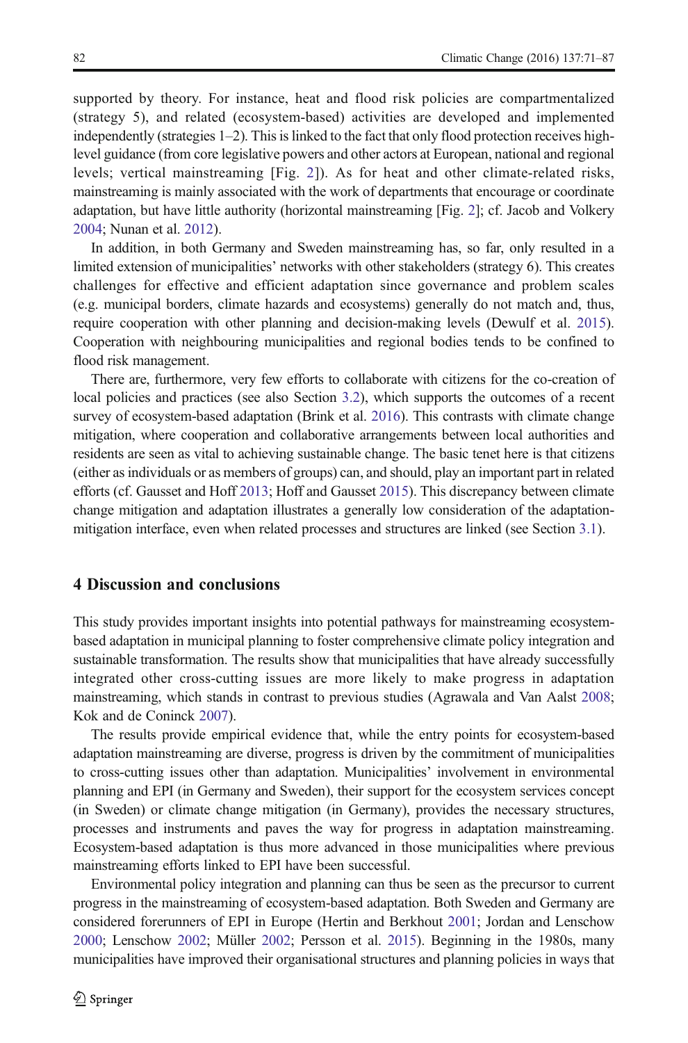supported by theory. For instance, heat and flood risk policies are compartmentalized (strategy 5), and related (ecosystem-based) activities are developed and implemented independently (strategies 1–2). This is linked to the fact that only flood protection receives high-level guidance (from core legislative powers and other actors at European, national and regional levels; vertical mainstreaming [Fig. 2]). As for heat and other climate-related risks, mainstreaming is mainly associated with the work of departments that encourage or coordinate adaptation, but have little authority (horizontal mainstreaming [Fig. 2]; cf. Jacob and Volkery 2004; Nunan et al. 2012).

In addition, in both Germany and Sweden mainstreaming has, so far, only resulted in a limited extension of municipalities' networks with other stakeholders (strategy 6). This creates challenges for effective and efficient adaptation since governance and problem scales (e.g. municipal borders, climate hazards and ecosystems) generally do not match and, thus, require cooperation with other planning and decision-making levels (Dewulf et al. 2015). Cooperation with neighbouring municipalities and regional bodies tends to be confined to flood risk management.

There are, furthermore, very few efforts to collaborate with citizens for the co-creation of local policies and practices (see also Section 3.2), which supports the outcomes of a recent survey of ecosystem-based adaptation (Brink et al. 2016). This contrasts with climate change mitigation, where cooperation and collaborative arrangements between local authorities and residents are seen as vital to achieving sustainable change. The basic tenet here is that citizens (either as individuals or as members of groups) can, and should, play an important part in related efforts (cf. Gausset and Hoff 2013; Hoff and Gausset 2015). This discrepancy between climate change mitigation and adaptation illustrates a generally low consideration of the adaptation-mitigation interface, even when related processes and structures are linked (see Section 3.1).

## 4 Discussion and conclusions

This study provides important insights into potential pathways for mainstreaming ecosystem-based adaptation in municipal planning to foster comprehensive climate policy integration and sustainable transformation. The results show that municipalities that have already successfully integrated other cross-cutting issues are more likely to make progress in adaptation mainstreaming, which stands in contrast to previous studies (Agrawala and Van Aalst 2008; Kok and de Coninck 2007).

The results provide empirical evidence that, while the entry points for ecosystem-based adaptation mainstreaming are diverse, progress is driven by the commitment of municipalities to cross-cutting issues other than adaptation. Municipalities' involvement in environmental planning and EPI (in Germany and Sweden), their support for the ecosystem services concept (in Sweden) or climate change mitigation (in Germany), provides the necessary structures, processes and instruments and paves the way for progress in adaptation mainstreaming. Ecosystem-based adaptation is thus more advanced in those municipalities where previous mainstreaming efforts linked to EPI have been successful.

Environmental policy integration and planning can thus be seen as the precursor to current progress in the mainstreaming of ecosystem-based adaptation. Both Sweden and Germany are considered forerunners of EPI in Europe (Hertin and Berkhout 2001; Jordan and Lenschow 2000; Lenschow 2002; Müller 2002; Persson et al. 2015). Beginning in the 1980s, many municipalities have improved their organisational structures and planning policies in ways that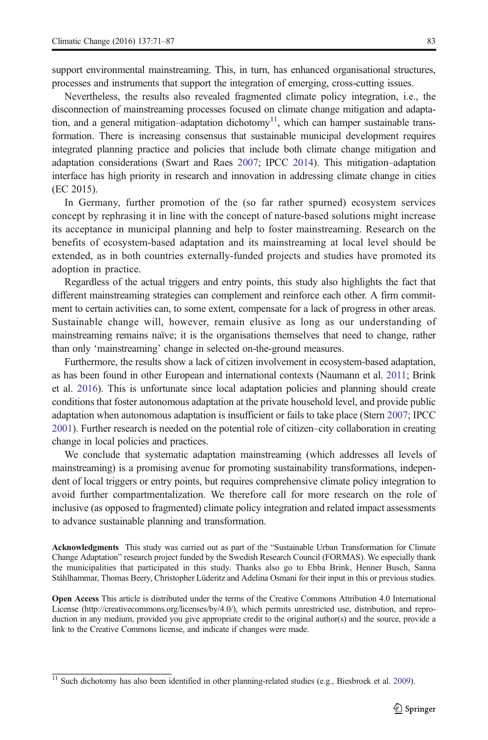support environmental mainstreaming. This, in turn, has enhanced organisational structures, processes and instruments that support the integration of emerging, cross-cutting issues.

Nevertheless, the results also revealed fragmented climate policy integration, i.e., the disconnection of mainstreaming processes focused on climate change mitigation and adaptation, and a general mitigation–adaptation dichotomy[11], which can hamper sustainable transformation. There is increasing consensus that sustainable municipal development requires integrated planning practice and policies that include both climate change mitigation and adaptation considerations (Swart and Raes 2007; IPCC 2014). This mitigation–adaptation interface has high priority in research and innovation in addressing climate change in cities (EC 2015).

In Germany, further promotion of the (so far rather spurned) ecosystem services concept by rephrasing it in line with the concept of nature-based solutions might increase its acceptance in municipal planning and help to foster mainstreaming. Research on the benefits of ecosystem-based adaptation and its mainstreaming at local level should be extended, as in both countries externally-funded projects and studies have promoted its adoption in practice.

Regardless of the actual triggers and entry points, this study also highlights the fact that different mainstreaming strategies can complement and reinforce each other. A firm commitment to certain activities can, to some extent, compensate for a lack of progress in other areas. Sustainable change will, however, remain elusive as long as our understanding of mainstreaming remains naïve; it is the organisations themselves that need to change, rather than only 'mainstreaming' change in selected on-the-ground measures.

Furthermore, the results show a lack of citizen involvement in ecosystem-based adaptation, as has been found in other European and international contexts (Naumann et al. 2011; Brink et al. 2016). This is unfortunate since local adaptation policies and planning should create conditions that foster autonomous adaptation at the private household level, and provide public adaptation when autonomous adaptation is insufficient or fails to take place (Stern 2007; IPCC 2001). Further research is needed on the potential role of citizen–city collaboration in creating change in local policies and practices.

We conclude that systematic adaptation mainstreaming (which addresses all levels of mainstreaming) is a promising avenue for promoting sustainability transformations, independent of local triggers or entry points, but requires comprehensive climate policy integration to avoid further compartmentalization. We therefore call for more research on the role of inclusive (as opposed to fragmented) climate policy integration and related impact assessments to advance sustainable planning and transformation.

**Acknowledgments** This study was carried out as part of the "Sustainable Urban Transformation for Climate Change Adaptation" research project funded by the Swedish Research Council (FORMAS). We especially thank the municipalities that participated in this study. Thanks also go to Ebba Brink, Henner Busch, Sanna Ståhlhammar, Thomas Beery, Christopher Lüderitz and Adelina Osmani for their input in this or previous studies.

**Open Access** This article is distributed under the terms of the Creative Commons Attribution 4.0 International License (http://creativecommons.org/licenses/by/4.0/), which permits unrestricted use, distribution, and reproduction in any medium, provided you give appropriate credit to the original author(s) and the source, provide a link to the Creative Commons license, and indicate if changes were made.

[11] Such dichotomy has also been identified in other planning-related studies (e.g., Biesbroek et al. 2009).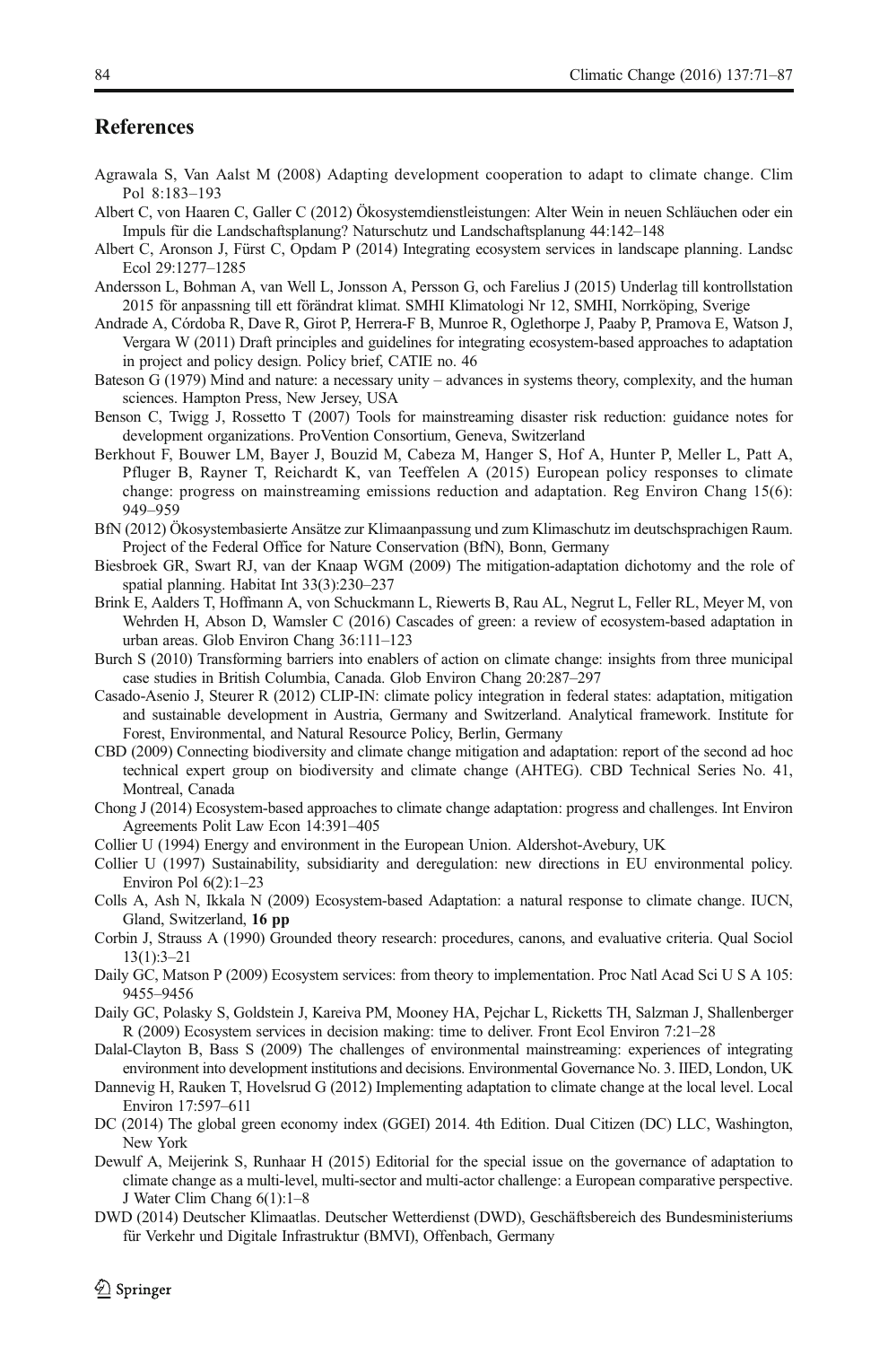## References

Agrawala S, Van Aalst M (2008) Adapting development cooperation to adapt to climate change. Clim Pol 8:183–193

Albert C, von Haaren C, Galler C (2012) Ökosystemdienstleistungen: Alter Wein in neuen Schläuchen oder ein Impuls für die Landschaftsplanung? Naturschutz und Landschaftsplanung 44:142–148

Albert C, Aronson J, Fürst C, Opdam P (2014) Integrating ecosystem services in landscape planning. Landsc Ecol 29:1277–1285

Andersson L, Bohman A, van Well L, Jonsson A, Persson G, och Farelius J (2015) Underlag till kontrollstation 2015 för anpassning till ett förändrat klimat. SMHI Klimatologi Nr 12, SMHI, Norrköping, Sverige

Andrade A, Córdoba R, Dave R, Girot P, Herrera-F B, Munroe R, Oglethorpe J, Paaby P, Pramova E, Watson J, Vergara W (2011) Draft principles and guidelines for integrating ecosystem-based approaches to adaptation in project and policy design. Policy brief, CATIE no. 46

Bateson G (1979) Mind and nature: a necessary unity – advances in systems theory, complexity, and the human sciences. Hampton Press, New Jersey, USA

Benson C, Twigg J, Rossetto T (2007) Tools for mainstreaming disaster risk reduction: guidance notes for development organizations. ProVention Consortium, Geneva, Switzerland

Berkhout F, Bouwer LM, Bayer J, Bouzid M, Cabeza M, Hanger S, Hof A, Hunter P, Meller L, Patt A, Pfluger B, Rayner T, Reichardt K, van Teeffelen A (2015) European policy responses to climate change: progress on mainstreaming emissions reduction and adaptation. Reg Environ Chang 15(6): 949–959

BfN (2012) Ökosystembasierte Ansätze zur Klimaanpassung und zum Klimaschutz im deutschsprachigen Raum. Project of the Federal Office for Nature Conservation (BfN), Bonn, Germany

Biesbroek GR, Swart RJ, van der Knaap WGM (2009) The mitigation-adaptation dichotomy and the role of spatial planning. Habitat Int 33(3):230–237

Brink E, Aalders T, Hoffmann A, von Schuckmann L, Riewerts B, Rau AL, Negrut L, Feller RL, Meyer M, von Wehrden H, Abson D, Wamsler C (2016) Cascades of green: a review of ecosystem-based adaptation in urban areas. Glob Environ Chang 36:111–123

Burch S (2010) Transforming barriers into enablers of action on climate change: insights from three municipal case studies in British Columbia, Canada. Glob Environ Chang 20:287–297

Casado-Asenio J, Steurer R (2012) CLIP-IN: climate policy integration in federal states: adaptation, mitigation and sustainable development in Austria, Germany and Switzerland. Analytical framework. Institute for Forest, Environmental, and Natural Resource Policy, Berlin, Germany

CBD (2009) Connecting biodiversity and climate change mitigation and adaptation: report of the second ad hoc technical expert group on biodiversity and climate change (AHTEG). CBD Technical Series No. 41, Montreal, Canada

Chong J (2014) Ecosystem-based approaches to climate change adaptation: progress and challenges. Int Environ Agreements Polit Law Econ 14:391–405

Collier U (1994) Energy and environment in the European Union. Aldershot-Avebury, UK

Collier U (1997) Sustainability, subsidiarity and deregulation: new directions in EU environmental policy. Environ Pol 6(2):1–23

Colls A, Ash N, Ikkala N (2009) Ecosystem-based Adaptation: a natural response to climate change. IUCN, Gland, Switzerland, **16 pp**

Corbin J, Strauss A (1990) Grounded theory research: procedures, canons, and evaluative criteria. Qual Sociol 13(1):3–21

Daily GC, Matson P (2009) Ecosystem services: from theory to implementation. Proc Natl Acad Sci U S A 105: 9455–9456

Daily GC, Polasky S, Goldstein J, Kareiva PM, Mooney HA, Pejchar L, Ricketts TH, Salzman J, Shallenberger R (2009) Ecosystem services in decision making: time to deliver. Front Ecol Environ 7:21–28

Dalal-Clayton B, Bass S (2009) The challenges of environmental mainstreaming: experiences of integrating environment into development institutions and decisions. Environmental Governance No. 3. IIED, London, UK

Dannevig H, Rauken T, Hovelsrud G (2012) Implementing adaptation to climate change at the local level. Local Environ 17:597–611

DC (2014) The global green economy index (GGEI) 2014. 4th Edition. Dual Citizen (DC) LLC, Washington, New York

Dewulf A, Meijerink S, Runhaar H (2015) Editorial for the special issue on the governance of adaptation to climate change as a multi-level, multi-sector and multi-actor challenge: a European comparative perspective. J Water Clim Chang 6(1):1–8

DWD (2014) Deutscher Klimaatlas. Deutscher Wetterdienst (DWD), Geschäftsbereich des Bundesministeriums für Verkehr und Digitale Infrastruktur (BMVI), Offenbach, Germany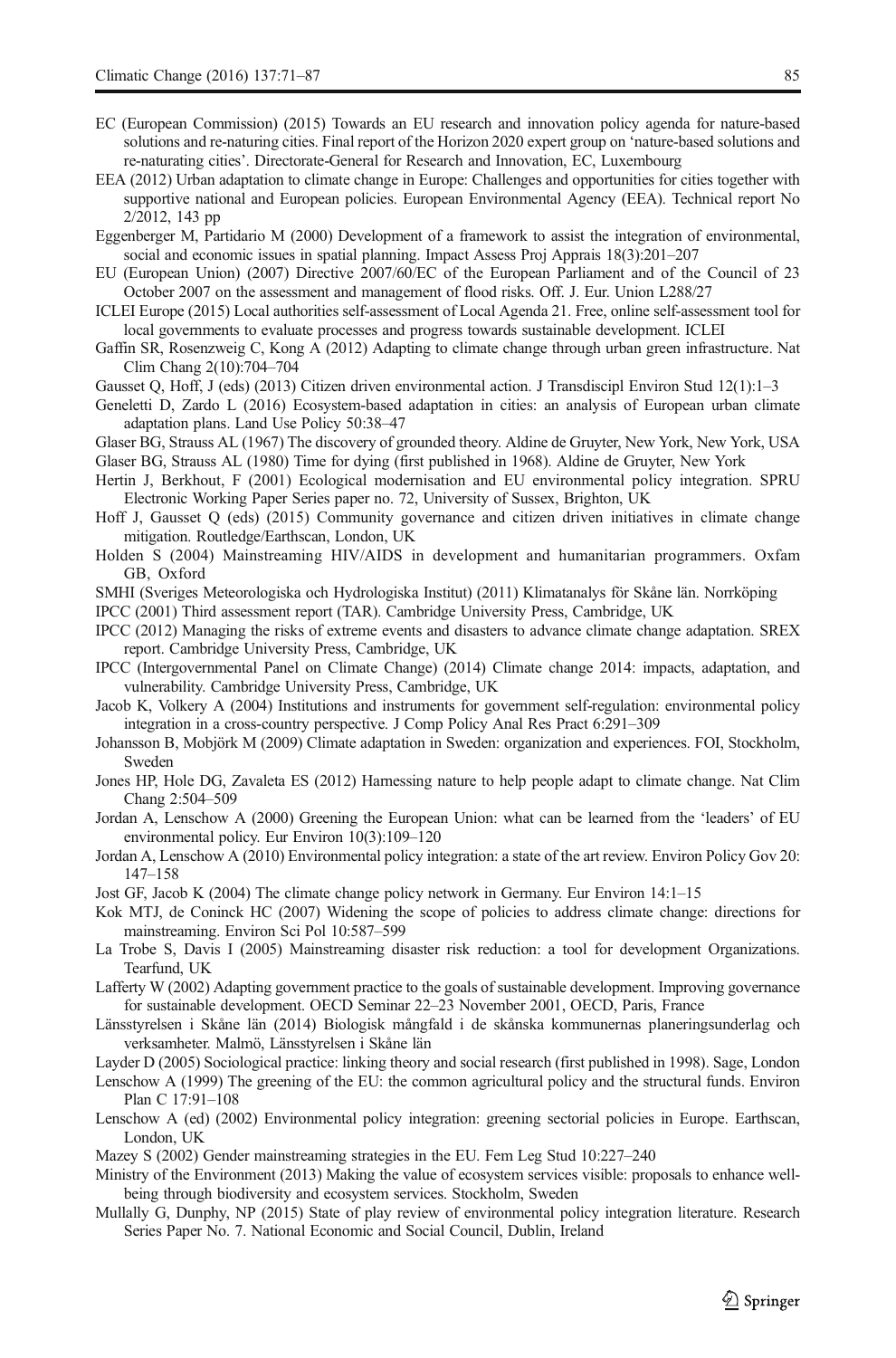EC (European Commission) (2015) Towards an EU research and innovation policy agenda for nature-based solutions and re-naturing cities. Final report of the Horizon 2020 expert group on 'nature-based solutions and re-naturating cities'. Directorate-General for Research and Innovation, EC, Luxembourg

EEA (2012) Urban adaptation to climate change in Europe: Challenges and opportunities for cities together with supportive national and European policies. European Environmental Agency (EEA). Technical report No 2/2012, 143 pp

Eggenberger M, Partidario M (2000) Development of a framework to assist the integration of environmental, social and economic issues in spatial planning. Impact Assess Proj Apprais 18(3):201–207

EU (European Union) (2007) Directive 2007/60/EC of the European Parliament and of the Council of 23 October 2007 on the assessment and management of flood risks. Off. J. Eur. Union L288/27

ICLEI Europe (2015) Local authorities self-assessment of Local Agenda 21. Free, online self-assessment tool for local governments to evaluate processes and progress towards sustainable development. ICLEI

Gaffin SR, Rosenzweig C, Kong A (2012) Adapting to climate change through urban green infrastructure. Nat Clim Chang 2(10):704–704

Gausset Q, Hoff, J (eds) (2013) Citizen driven environmental action. J Transdiscipl Environ Stud 12(1):1–3

Geneletti D, Zardo L (2016) Ecosystem-based adaptation in cities: an analysis of European urban climate adaptation plans. Land Use Policy 50:38–47

Glaser BG, Strauss AL (1967) The discovery of grounded theory. Aldine de Gruyter, New York, New York, USA

Glaser BG, Strauss AL (1980) Time for dying (first published in 1968). Aldine de Gruyter, New York

Hertin J, Berkhout, F (2001) Ecological modernisation and EU environmental policy integration. SPRU Electronic Working Paper Series paper no. 72, University of Sussex, Brighton, UK

Hoff J, Gausset Q (eds) (2015) Community governance and citizen driven initiatives in climate change mitigation. Routledge/Earthscan, London, UK

Holden S (2004) Mainstreaming HIV/AIDS in development and humanitarian programmers. Oxfam GB, Oxford

SMHI (Sveriges Meteorologiska och Hydrologiska Institut) (2011) Klimatanalys för Skåne län. Norrköping

IPCC (2001) Third assessment report (TAR). Cambridge University Press, Cambridge, UK

IPCC (2012) Managing the risks of extreme events and disasters to advance climate change adaptation. SREX report. Cambridge University Press, Cambridge, UK

IPCC (Intergovernmental Panel on Climate Change) (2014) Climate change 2014: impacts, adaptation, and vulnerability. Cambridge University Press, Cambridge, UK

Jacob K, Volkery A (2004) Institutions and instruments for government self-regulation: environmental policy integration in a cross-country perspective. J Comp Policy Anal Res Pract 6:291–309

Johansson B, Mobjörk M (2009) Climate adaptation in Sweden: organization and experiences. FOI, Stockholm, Sweden

Jones HP, Hole DG, Zavaleta ES (2012) Harnessing nature to help people adapt to climate change. Nat Clim Chang 2:504–509

Jordan A, Lenschow A (2000) Greening the European Union: what can be learned from the 'leaders' of EU environmental policy. Eur Environ 10(3):109–120

Jordan A, Lenschow A (2010) Environmental policy integration: a state of the art review. Environ Policy Gov 20: 147–158

Jost GF, Jacob K (2004) The climate change policy network in Germany. Eur Environ 14:1–15

Kok MTJ, de Coninck HC (2007) Widening the scope of policies to address climate change: directions for mainstreaming. Environ Sci Pol 10:587–599

La Trobe S, Davis I (2005) Mainstreaming disaster risk reduction: a tool for development Organizations. Tearfund, UK

Lafferty W (2002) Adapting government practice to the goals of sustainable development. Improving governance for sustainable development. OECD Seminar 22–23 November 2001, OECD, Paris, France

Länsstyrelsen i Skåne län (2014) Biologisk mångfald i de skånska kommunernas planeringsunderlag och verksamheter. Malmö, Länsstyrelsen i Skåne län

Layder D (2005) Sociological practice: linking theory and social research (first published in 1998). Sage, London

Lenschow A (1999) The greening of the EU: the common agricultural policy and the structural funds. Environ Plan C 17:91–108

Lenschow A (ed) (2002) Environmental policy integration: greening sectorial policies in Europe. Earthscan, London, UK

Mazey S (2002) Gender mainstreaming strategies in the EU. Fem Leg Stud 10:227–240

Ministry of the Environment (2013) Making the value of ecosystem services visible: proposals to enhance well-being through biodiversity and ecosystem services. Stockholm, Sweden

Mullally G, Dunphy, NP (2015) State of play review of environmental policy integration literature. Research Series Paper No. 7. National Economic and Social Council, Dublin, Ireland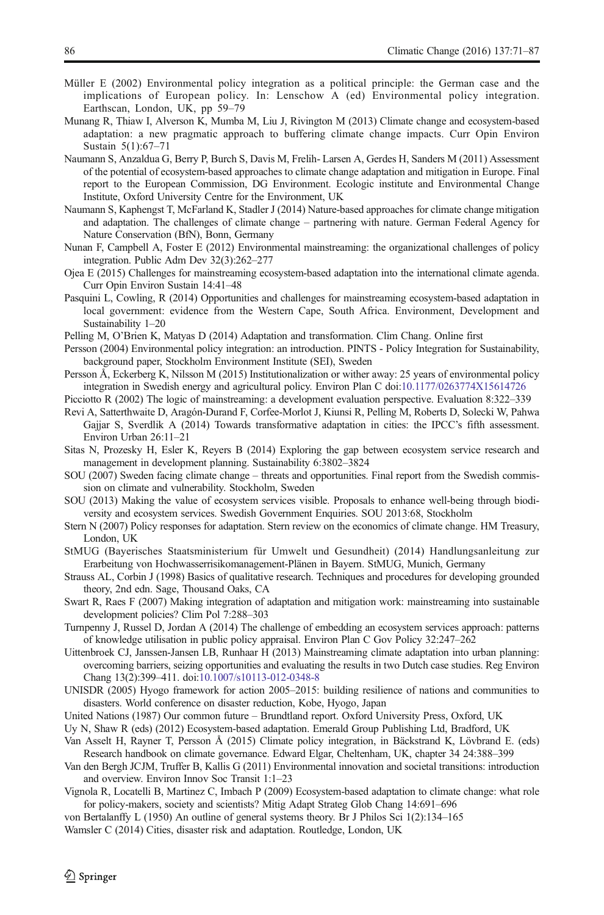Müller E (2002) Environmental policy integration as a political principle: the German case and the implications of European policy. In: Lenschow A (ed) Environmental policy integration. Earthscan, London, UK, pp 59–79

Munang R, Thiaw I, Alverson K, Mumba M, Liu J, Rivington M (2013) Climate change and ecosystem-based adaptation: a new pragmatic approach to buffering climate change impacts. Curr Opin Environ Sustain 5(1):67–71

Naumann S, Anzaldua G, Berry P, Burch S, Davis M, Frelih- Larsen A, Gerdes H, Sanders M (2011) Assessment of the potential of ecosystem-based approaches to climate change adaptation and mitigation in Europe. Final report to the European Commission, DG Environment. Ecologic institute and Environmental Change Institute, Oxford University Centre for the Environment, UK

Naumann S, Kaphengst T, McFarland K, Stadler J (2014) Nature-based approaches for climate change mitigation and adaptation. The challenges of climate change – partnering with nature. German Federal Agency for Nature Conservation (BfN), Bonn, Germany

Nunan F, Campbell A, Foster E (2012) Environmental mainstreaming: the organizational challenges of policy integration. Public Adm Dev 32(3):262–277

Ojea E (2015) Challenges for mainstreaming ecosystem-based adaptation into the international climate agenda. Curr Opin Environ Sustain 14:41–48

Pasquini L, Cowling, R (2014) Opportunities and challenges for mainstreaming ecosystem-based adaptation in local government: evidence from the Western Cape, South Africa. Environment, Development and Sustainability 1–20

Pelling M, O'Brien K, Matyas D (2014) Adaptation and transformation. Clim Chang. Online first

Persson (2004) Environmental policy integration: an introduction. PINTS - Policy Integration for Sustainability, background paper, Stockholm Environment Institute (SEI), Sweden

Persson Å, Eckerberg K, Nilsson M (2015) Institutionalization or wither away: 25 years of environmental policy integration in Swedish energy and agricultural policy. Environ Plan C doi:10.1177/0263774X15614726

Picciotto R (2002) The logic of mainstreaming: a development evaluation perspective. Evaluation 8:322–339

Revi A, Satterthwaite D, Aragón-Durand F, Corfee-Morlot J, Kiunsi R, Pelling M, Roberts D, Solecki W, Pahwa Gajjar S, Sverdlik A (2014) Towards transformative adaptation in cities: the IPCC's fifth assessment. Environ Urban 26:11–21

Sitas N, Prozesky H, Esler K, Reyers B (2014) Exploring the gap between ecosystem service research and management in development planning. Sustainability 6:3802–3824

SOU (2007) Sweden facing climate change – threats and opportunities. Final report from the Swedish commission on climate and vulnerability. Stockholm, Sweden

SOU (2013) Making the value of ecosystem services visible. Proposals to enhance well-being through biodiversity and ecosystem services. Swedish Government Enquiries. SOU 2013:68, Stockholm

Stern N (2007) Policy responses for adaptation. Stern review on the economics of climate change. HM Treasury, London, UK

StMUG (Bayerisches Staatsministerium für Umwelt und Gesundheit) (2014) Handlungsanleitung zur Erarbeitung von Hochwasserrisikomanagement-Plänen in Bayern. StMUG, Munich, Germany

Strauss AL, Corbin J (1998) Basics of qualitative research. Techniques and procedures for developing grounded theory, 2nd edn. Sage, Thousand Oaks, CA

Swart R, Raes F (2007) Making integration of adaptation and mitigation work: mainstreaming into sustainable development policies? Clim Pol 7:288–303

Turnpenny J, Russel D, Jordan A (2014) The challenge of embedding an ecosystem services approach: patterns of knowledge utilisation in public policy appraisal. Environ Plan C Gov Policy 32:247–262

Uittenbroek CJ, Janssen-Jansen LB, Runhaar H (2013) Mainstreaming climate adaptation into urban planning: overcoming barriers, seizing opportunities and evaluating the results in two Dutch case studies. Reg Environ Chang 13(2):399–411. doi:10.1007/s10113-012-0348-8

UNISDR (2005) Hyogo framework for action 2005–2015: building resilience of nations and communities to disasters. World conference on disaster reduction, Kobe, Hyogo, Japan

United Nations (1987) Our common future – Brundtland report. Oxford University Press, Oxford, UK

Uy N, Shaw R (eds) (2012) Ecosystem-based adaptation. Emerald Group Publishing Ltd, Bradford, UK

Van Asselt H, Rayner T, Persson Å (2015) Climate policy integration, in Bäckstrand K, Lövbrand E. (eds) Research handbook on climate governance. Edward Elgar, Cheltenham, UK, chapter 34 24:388–399

Van den Bergh JCJM, Truffer B, Kallis G (2011) Environmental innovation and societal transitions: introduction and overview. Environ Innov Soc Transit 1:1–23

Vignola R, Locatelli B, Martinez C, Imbach P (2009) Ecosystem-based adaptation to climate change: what role for policy-makers, society and scientists? Mitig Adapt Strateg Glob Chang 14:691–696

von Bertalanffy L (1950) An outline of general systems theory. Br J Philos Sci 1(2):134–165

Wamsler C (2014) Cities, disaster risk and adaptation. Routledge, London, UK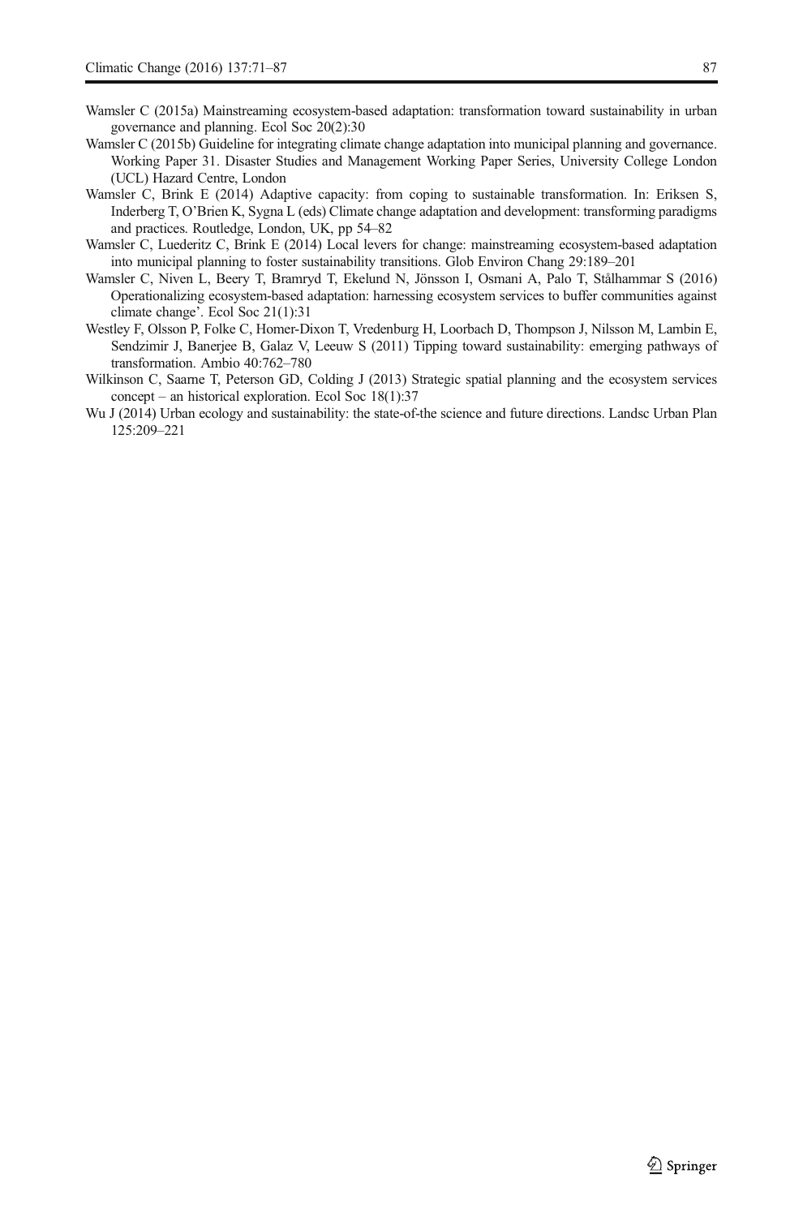Wamsler C (2015a) Mainstreaming ecosystem-based adaptation: transformation toward sustainability in urban governance and planning. Ecol Soc 20(2):30

Wamsler C (2015b) Guideline for integrating climate change adaptation into municipal planning and governance. Working Paper 31. Disaster Studies and Management Working Paper Series, University College London (UCL) Hazard Centre, London

Wamsler C, Brink E (2014) Adaptive capacity: from coping to sustainable transformation. In: Eriksen S, Inderberg T, O'Brien K, Sygna L (eds) Climate change adaptation and development: transforming paradigms and practices. Routledge, London, UK, pp 54–82

Wamsler C, Luederitz C, Brink E (2014) Local levers for change: mainstreaming ecosystem-based adaptation into municipal planning to foster sustainability transitions. Glob Environ Chang 29:189–201

Wamsler C, Niven L, Beery T, Bramryd T, Ekelund N, Jönsson I, Osmani A, Palo T, Stålhammar S (2016) Operationalizing ecosystem-based adaptation: harnessing ecosystem services to buffer communities against climate change'. Ecol Soc 21(1):31

Westley F, Olsson P, Folke C, Homer-Dixon T, Vredenburg H, Loorbach D, Thompson J, Nilsson M, Lambin E, Sendzimir J, Banerjee B, Galaz V, Leeuw S (2011) Tipping toward sustainability: emerging pathways of transformation. Ambio 40:762–780

Wilkinson C, Saarne T, Peterson GD, Colding J (2013) Strategic spatial planning and the ecosystem services concept – an historical exploration. Ecol Soc 18(1):37

Wu J (2014) Urban ecology and sustainability: the state-of-the science and future directions. Landsc Urban Plan 125:209–221